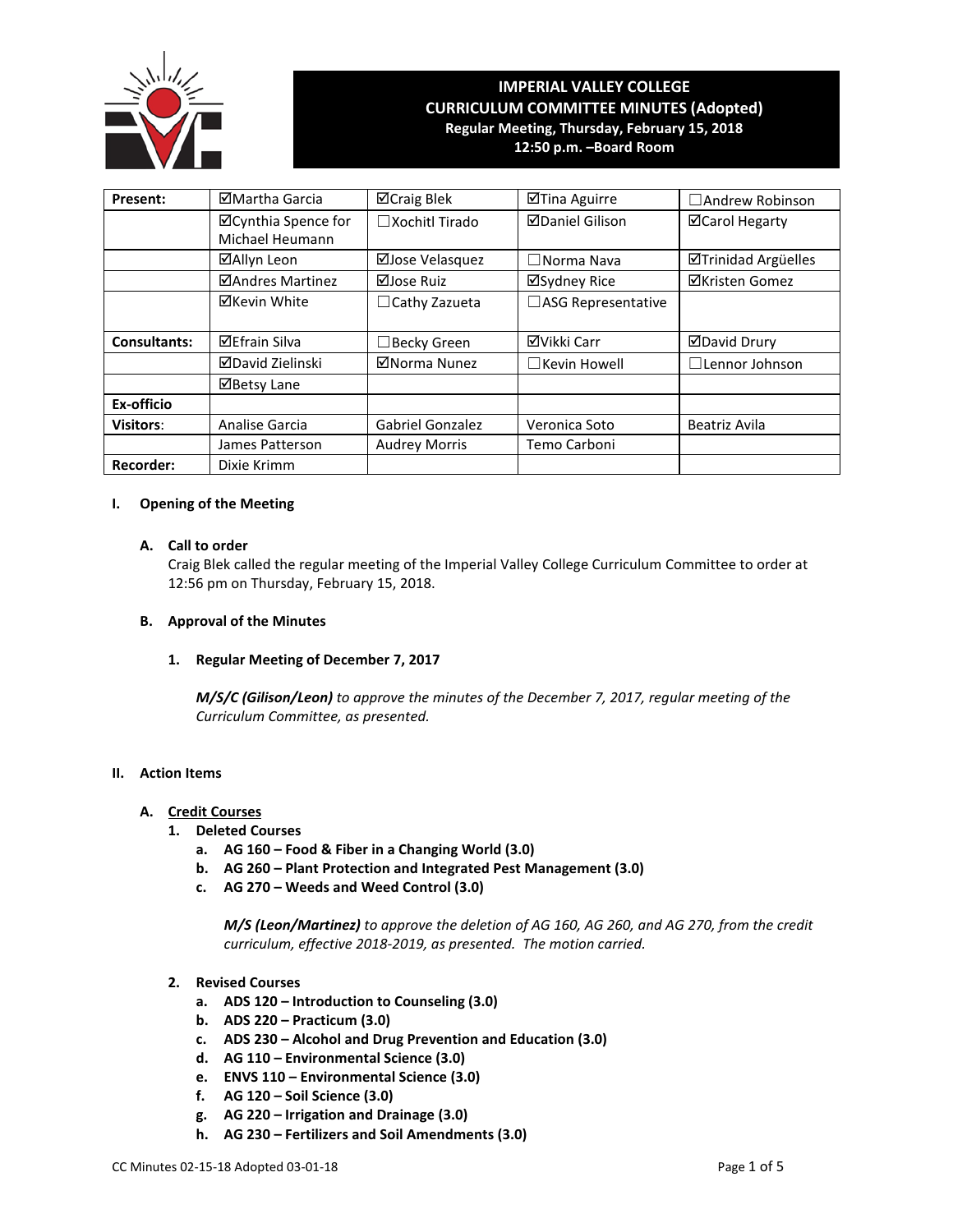# IMPERIAL VALLEY COLLEGE
## CURRICULUM COMMITTEE MINUTES (Adopted)
**Regular Meeting, Thursday, February 15, 2018**
**12:50 p.m. –Board Room**

| Present: | ☑Martha Garcia | ☑Craig Blek | ☑Tina Aguirre | ☐Andrew Robinson |
|---|---|---|---|---|
| | ☑Cynthia Spence for Michael Heumann | ☐Xochitl Tirado | ☑Daniel Gilison | ☑Carol Hegarty |
| | ☑Allyn Leon | ☑Jose Velasquez | ☐Norma Nava | ☑Trinidad Argüelles |
| | ☑Andres Martinez | ☑Jose Ruiz | ☑Sydney Rice | ☑Kristen Gomez |
| | ☑Kevin White | ☐Cathy Zazueta | ☐ASG Representative | |
| **Consultants:** | ☑Efrain Silva | ☐Becky Green | ☑Vikki Carr | ☑David Drury |
| | ☑David Zielinski | ☑Norma Nunez | ☐Kevin Howell | ☐Lennor Johnson |
| | ☑Betsy Lane | | | |
| **Ex-officio** | | | | |
| **Visitors:** | Analise Garcia | Gabriel Gonzalez | Veronica Soto | Beatriz Avila |
| | James Patterson | Audrey Morris | Temo Carboni | |
| **Recorder:** | Dixie Krimm | | | |

**I. Opening of the Meeting**

**A. Call to order**

Craig Blek called the regular meeting of the Imperial Valley College Curriculum Committee to order at 12:56 pm on Thursday, February 15, 2018.

**B. Approval of the Minutes**

**1. Regular Meeting of December 7, 2017**

***M/S/C (Gilison/Leon)*** *to approve the minutes of the December 7, 2017, regular meeting of the Curriculum Committee, as presented.*

**II. Action Items**

**A. <u>Credit Courses</u>**

**1. Deleted Courses**

- **a. AG 160 – Food & Fiber in a Changing World (3.0)**
- **b. AG 260 – Plant Protection and Integrated Pest Management (3.0)**
- **c. AG 270 – Weeds and Weed Control (3.0)**

***M/S (Leon/Martinez)*** *to approve the deletion of AG 160, AG 260, and AG 270, from the credit curriculum, effective 2018-2019, as presented. The motion carried.*

**2. Revised Courses**

- **a. ADS 120 – Introduction to Counseling (3.0)**
- **b. ADS 220 – Practicum (3.0)**
- **c. ADS 230 – Alcohol and Drug Prevention and Education (3.0)**
- **d. AG 110 – Environmental Science (3.0)**
- **e. ENVS 110 – Environmental Science (3.0)**
- **f. AG 120 – Soil Science (3.0)**
- **g. AG 220 – Irrigation and Drainage (3.0)**
- **h. AG 230 – Fertilizers and Soil Amendments (3.0)**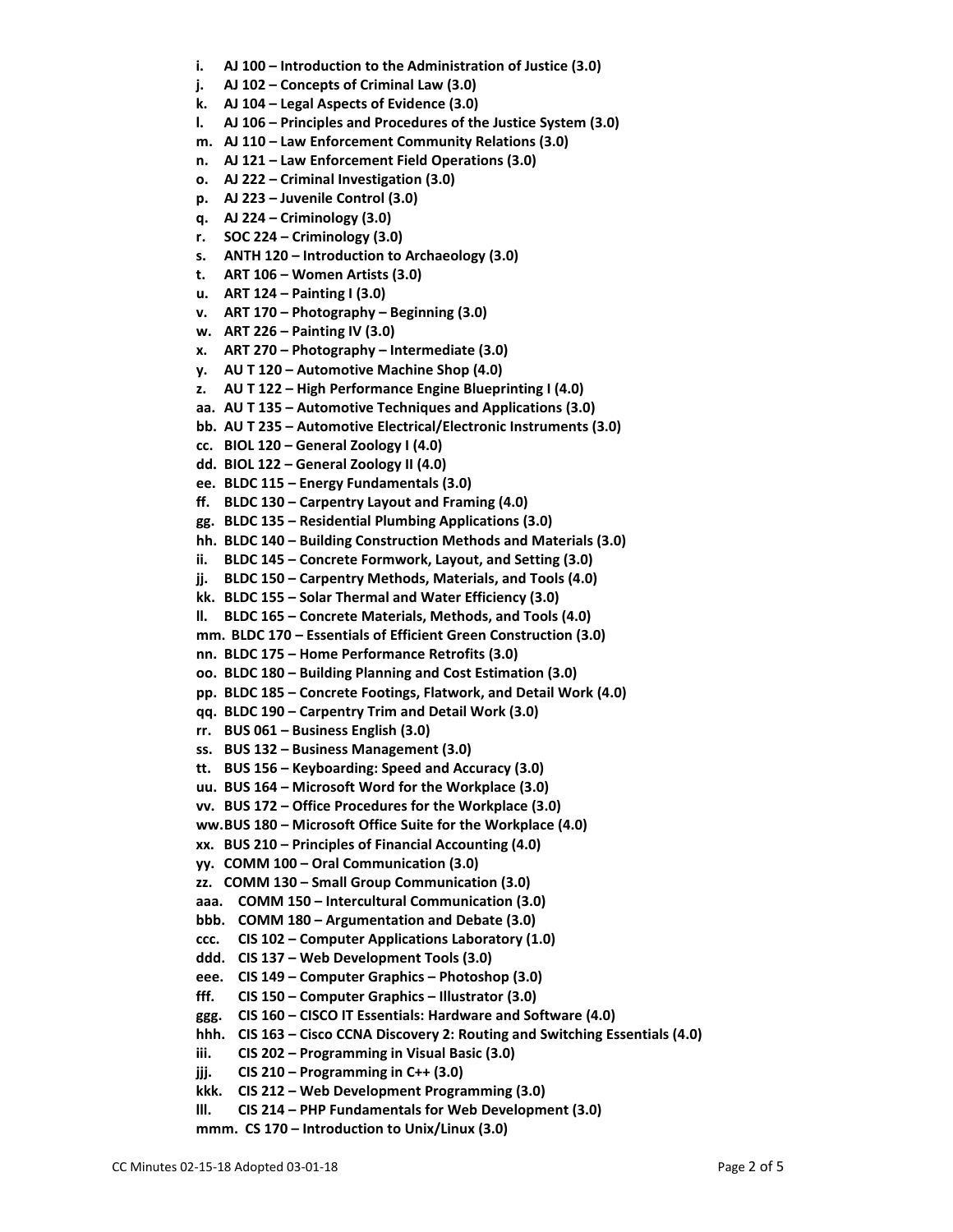- **i. AJ 100 – Introduction to the Administration of Justice (3.0)**
- **j. AJ 102 – Concepts of Criminal Law (3.0)**
- **k. AJ 104 – Legal Aspects of Evidence (3.0)**
- **l. AJ 106 – Principles and Procedures of the Justice System (3.0)**
- **m. AJ 110 – Law Enforcement Community Relations (3.0)**
- **n. AJ 121 – Law Enforcement Field Operations (3.0)**
- **o. AJ 222 – Criminal Investigation (3.0)**
- **p. AJ 223 – Juvenile Control (3.0)**
- **q. AJ 224 – Criminology (3.0)**
- **r. SOC 224 – Criminology (3.0)**
- **s. ANTH 120 – Introduction to Archaeology (3.0)**
- **t. ART 106 – Women Artists (3.0)**
- **u. ART 124 – Painting I (3.0)**
- **v. ART 170 – Photography – Beginning (3.0)**
- **w. ART 226 – Painting IV (3.0)**
- **x. ART 270 – Photography – Intermediate (3.0)**
- **y. AU T 120 – Automotive Machine Shop (4.0)**
- **z. AU T 122 – High Performance Engine Blueprinting I (4.0)**
- **aa. AU T 135 – Automotive Techniques and Applications (3.0)**
- **bb. AU T 235 – Automotive Electrical/Electronic Instruments (3.0)**
- **cc. BIOL 120 – General Zoology I (4.0)**
- **dd. BIOL 122 – General Zoology II (4.0)**
- **ee. BLDC 115 – Energy Fundamentals (3.0)**
- **ff. BLDC 130 – Carpentry Layout and Framing (4.0)**
- **gg. BLDC 135 – Residential Plumbing Applications (3.0)**
- **hh. BLDC 140 – Building Construction Methods and Materials (3.0)**
- **ii. BLDC 145 – Concrete Formwork, Layout, and Setting (3.0)**
- **jj. BLDC 150 – Carpentry Methods, Materials, and Tools (4.0)**
- **kk. BLDC 155 – Solar Thermal and Water Efficiency (3.0)**
- **ll. BLDC 165 – Concrete Materials, Methods, and Tools (4.0)**
- **mm. BLDC 170 – Essentials of Efficient Green Construction (3.0)**
- **nn. BLDC 175 – Home Performance Retrofits (3.0)**
- **oo. BLDC 180 – Building Planning and Cost Estimation (3.0)**
- **pp. BLDC 185 – Concrete Footings, Flatwork, and Detail Work (4.0)**
- **qq. BLDC 190 – Carpentry Trim and Detail Work (3.0)**
- **rr. BUS 061 – Business English (3.0)**
- **ss. BUS 132 – Business Management (3.0)**
- **tt. BUS 156 – Keyboarding: Speed and Accuracy (3.0)**
- **uu. BUS 164 – Microsoft Word for the Workplace (3.0)**
- **vv. BUS 172 – Office Procedures for the Workplace (3.0)**
- **ww. BUS 180 – Microsoft Office Suite for the Workplace (4.0)**
- **xx. BUS 210 – Principles of Financial Accounting (4.0)**
- **yy. COMM 100 – Oral Communication (3.0)**
- **zz. COMM 130 – Small Group Communication (3.0)**
- **aaa. COMM 150 – Intercultural Communication (3.0)**
- **bbb. COMM 180 – Argumentation and Debate (3.0)**
- **ccc. CIS 102 – Computer Applications Laboratory (1.0)**
- **ddd. CIS 137 – Web Development Tools (3.0)**
- **eee. CIS 149 – Computer Graphics – Photoshop (3.0)**
- **fff. CIS 150 – Computer Graphics – Illustrator (3.0)**
- **ggg. CIS 160 – CISCO IT Essentials: Hardware and Software (4.0)**
- **hhh. CIS 163 – Cisco CCNA Discovery 2: Routing and Switching Essentials (4.0)**
- **iii. CIS 202 – Programming in Visual Basic (3.0)**
- **jjj. CIS 210 – Programming in C++ (3.0)**
- **kkk. CIS 212 – Web Development Programming (3.0)**
- **lll. CIS 214 – PHP Fundamentals for Web Development (3.0)**
- **mmm. CS 170 – Introduction to Unix/Linux (3.0)**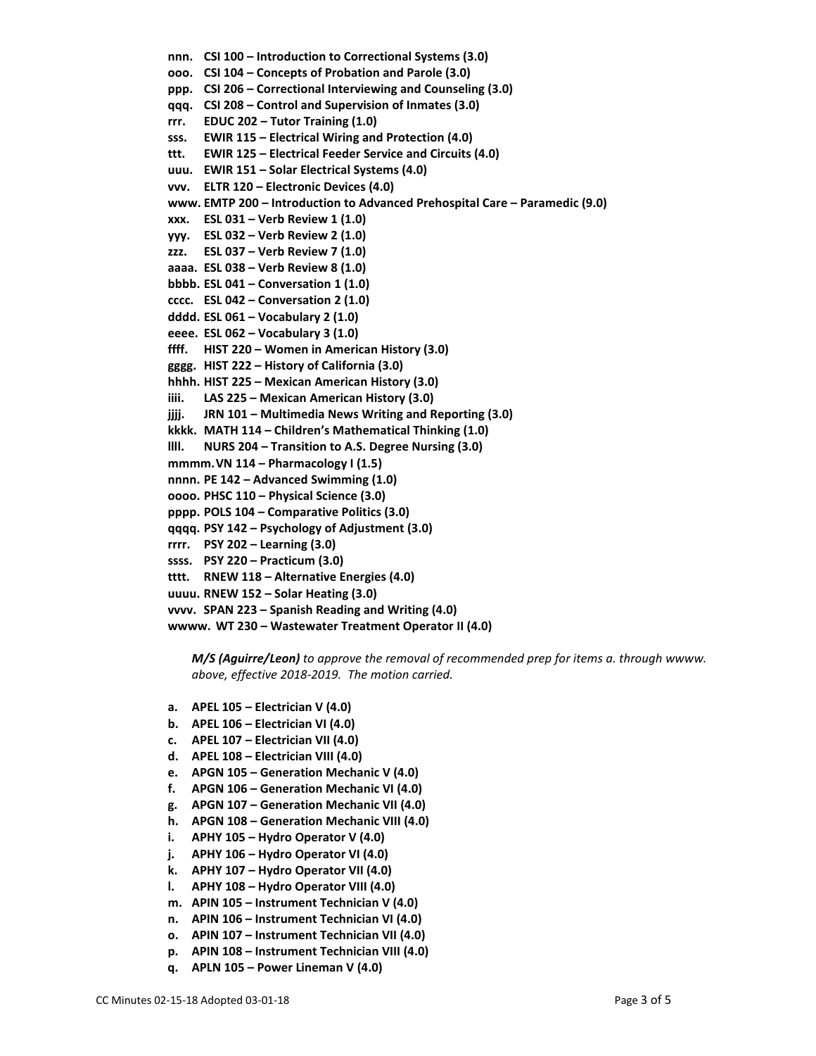nnn. **CSI 100 – Introduction to Correctional Systems (3.0)**
ooo. **CSI 104 – Concepts of Probation and Parole (3.0)**
ppp. **CSI 206 – Correctional Interviewing and Counseling (3.0)**
qqq. **CSI 208 – Control and Supervision of Inmates (3.0)**
rrr. **EDUC 202 – Tutor Training (1.0)**
sss. **EWIR 115 – Electrical Wiring and Protection (4.0)**
ttt. **EWIR 125 – Electrical Feeder Service and Circuits (4.0)**
uuu. **EWIR 151 – Solar Electrical Systems (4.0)**
vvv. **ELTR 120 – Electronic Devices (4.0)**
www. **EMTP 200 – Introduction to Advanced Prehospital Care – Paramedic (9.0)**
xxx. **ESL 031 – Verb Review 1 (1.0)**
yyy. **ESL 032 – Verb Review 2 (1.0)**
zzz. **ESL 037 – Verb Review 7 (1.0)**
aaaa. **ESL 038 – Verb Review 8 (1.0)**
bbbb. **ESL 041 – Conversation 1 (1.0)**
cccc. **ESL 042 – Conversation 2 (1.0)**
dddd. **ESL 061 – Vocabulary 2 (1.0)**
eeee. **ESL 062 – Vocabulary 3 (1.0)**
ffff. **HIST 220 – Women in American History (3.0)**
gggg. **HIST 222 – History of California (3.0)**
hhhh. **HIST 225 – Mexican American History (3.0)**
iiii. **LAS 225 – Mexican American History (3.0)**
jjjj. **JRN 101 – Multimedia News Writing and Reporting (3.0)**
kkkk. **MATH 114 – Children's Mathematical Thinking (1.0)**
llll. **NURS 204 – Transition to A.S. Degree Nursing (3.0)**
mmmm. **VN 114 – Pharmacology I (1.5)**
nnnn. **PE 142 – Advanced Swimming (1.0)**
oooo. **PHSC 110 – Physical Science (3.0)**
pppp. **POLS 104 – Comparative Politics (3.0)**
qqqq. **PSY 142 – Psychology of Adjustment (3.0)**
rrrr. **PSY 202 – Learning (3.0)**
ssss. **PSY 220 – Practicum (3.0)**
tttt. **RNEW 118 – Alternative Energies (4.0)**
uuuu. **RNEW 152 – Solar Heating (3.0)**
vvvv. **SPAN 223 – Spanish Reading and Writing (4.0)**
wwww. **WT 230 – Wastewater Treatment Operator II (4.0)**

***M/S (Aguirre/Leon)*** *to approve the removal of recommended prep for items a. through wwww. above, effective 2018-2019. The motion carried.*

a. **APEL 105 – Electrician V (4.0)**
b. **APEL 106 – Electrician VI (4.0)**
c. **APEL 107 – Electrician VII (4.0)**
d. **APEL 108 – Electrician VIII (4.0)**
e. **APGN 105 – Generation Mechanic V (4.0)**
f. **APGN 106 – Generation Mechanic VI (4.0)**
g. **APGN 107 – Generation Mechanic VII (4.0)**
h. **APGN 108 – Generation Mechanic VIII (4.0)**
i. **APHY 105 – Hydro Operator V (4.0)**
j. **APHY 106 – Hydro Operator VI (4.0)**
k. **APHY 107 – Hydro Operator VII (4.0)**
l. **APHY 108 – Hydro Operator VIII (4.0)**
m. **APIN 105 – Instrument Technician V (4.0)**
n. **APIN 106 – Instrument Technician VI (4.0)**
o. **APIN 107 – Instrument Technician VII (4.0)**
p. **APIN 108 – Instrument Technician VIII (4.0)**
q. **APLN 105 – Power Lineman V (4.0)**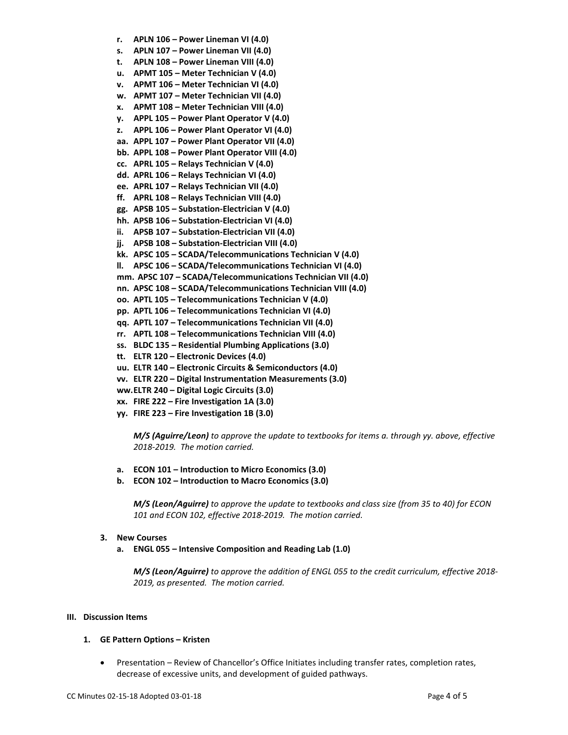r. **APLN 106 – Power Lineman VI (4.0)**
s. **APLN 107 – Power Lineman VII (4.0)**
t. **APLN 108 – Power Lineman VIII (4.0)**
u. **APMT 105 – Meter Technician V (4.0)**
v. **APMT 106 – Meter Technician VI (4.0)**
w. **APMT 107 – Meter Technician VII (4.0)**
x. **APMT 108 – Meter Technician VIII (4.0)**
y. **APPL 105 – Power Plant Operator V (4.0)**
z. **APPL 106 – Power Plant Operator VI (4.0)**
aa. **APPL 107 – Power Plant Operator VII (4.0)**
bb. **APPL 108 – Power Plant Operator VIII (4.0)**
cc. **APRL 105 – Relays Technician V (4.0)**
dd. **APRL 106 – Relays Technician VI (4.0)**
ee. **APRL 107 – Relays Technician VII (4.0)**
ff. **APRL 108 – Relays Technician VIII (4.0)**
gg. **APSB 105 – Substation-Electrician V (4.0)**
hh. **APSB 106 – Substation-Electrician VI (4.0)**
ii. **APSB 107 – Substation-Electrician VII (4.0)**
jj. **APSB 108 – Substation-Electrician VIII (4.0)**
kk. **APSC 105 – SCADA/Telecommunications Technician V (4.0)**
ll. **APSC 106 – SCADA/Telecommunications Technician VI (4.0)**
mm. **APSC 107 – SCADA/Telecommunications Technician VII (4.0)**
nn. **APSC 108 – SCADA/Telecommunications Technician VIII (4.0)**
oo. **APTL 105 – Telecommunications Technician V (4.0)**
pp. **APTL 106 – Telecommunications Technician VI (4.0)**
qq. **APTL 107 – Telecommunications Technician VII (4.0)**
rr. **APTL 108 – Telecommunications Technician VIII (4.0)**
ss. **BLDC 135 – Residential Plumbing Applications (3.0)**
tt. **ELTR 120 – Electronic Devices (4.0)**
uu. **ELTR 140 – Electronic Circuits & Semiconductors (4.0)**
vv. **ELTR 220 – Digital Instrumentation Measurements (3.0)**
ww. **ELTR 240 – Digital Logic Circuits (3.0)**
xx. **FIRE 222 – Fire Investigation 1A (3.0)**
yy. **FIRE 223 – Fire Investigation 1B (3.0)**

***M/S (Aguirre/Leon)*** *to approve the update to textbooks for items a. through yy. above, effective 2018-2019. The motion carried.*

a. **ECON 101 – Introduction to Micro Economics (3.0)**
b. **ECON 102 – Introduction to Macro Economics (3.0)**

***M/S (Leon/Aguirre)*** *to approve the update to textbooks and class size (from 35 to 40) for ECON 101 and ECON 102, effective 2018-2019. The motion carried.*

3. **New Courses**

a. **ENGL 055 – Intensive Composition and Reading Lab (1.0)**

***M/S (Leon/Aguirre)*** *to approve the addition of ENGL 055 to the credit curriculum, effective 2018-2019, as presented. The motion carried.*

## III. Discussion Items

1. **GE Pattern Options – Kristen**

- Presentation – Review of Chancellor's Office Initiates including transfer rates, completion rates, decrease of excessive units, and development of guided pathways.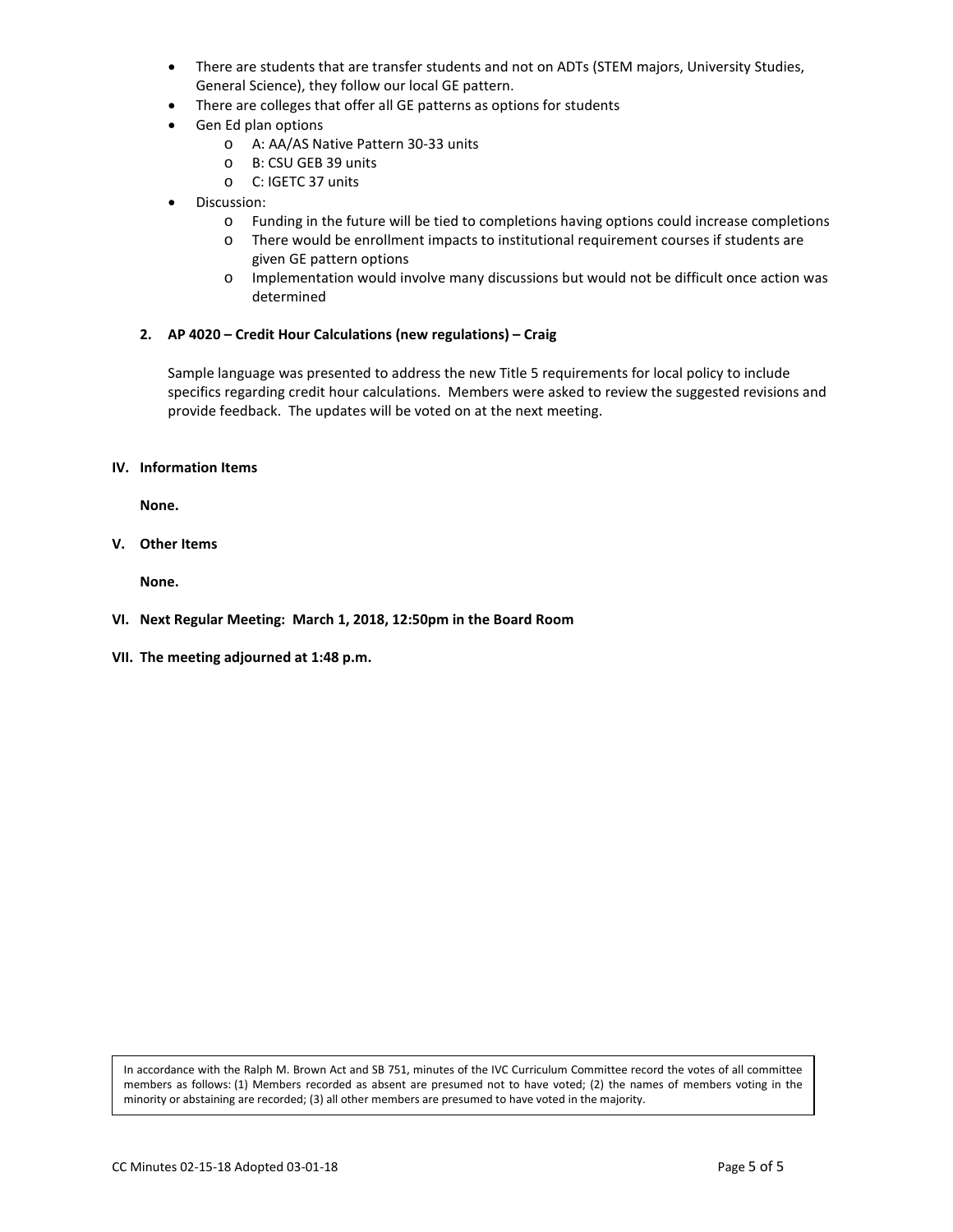- There are students that are transfer students and not on ADTs (STEM majors, University Studies, General Science), they follow our local GE pattern.
- There are colleges that offer all GE patterns as options for students
- Gen Ed plan options
  - A: AA/AS Native Pattern 30-33 units
  - B: CSU GEB 39 units
  - C: IGETC 37 units
- Discussion:
  - Funding in the future will be tied to completions having options could increase completions
  - There would be enrollment impacts to institutional requirement courses if students are given GE pattern options
  - Implementation would involve many discussions but would not be difficult once action was determined

**2. AP 4020 – Credit Hour Calculations (new regulations) – Craig**

Sample language was presented to address the new Title 5 requirements for local policy to include specifics regarding credit hour calculations. Members were asked to review the suggested revisions and provide feedback. The updates will be voted on at the next meeting.

**IV. Information Items**

**None.**

**V. Other Items**

**None.**

**VI. Next Regular Meeting: March 1, 2018, 12:50pm in the Board Room**

**VII. The meeting adjourned at 1:48 p.m.**

In accordance with the Ralph M. Brown Act and SB 751, minutes of the IVC Curriculum Committee record the votes of all committee members as follows: (1) Members recorded as absent are presumed not to have voted; (2) the names of members voting in the minority or abstaining are recorded; (3) all other members are presumed to have voted in the majority.